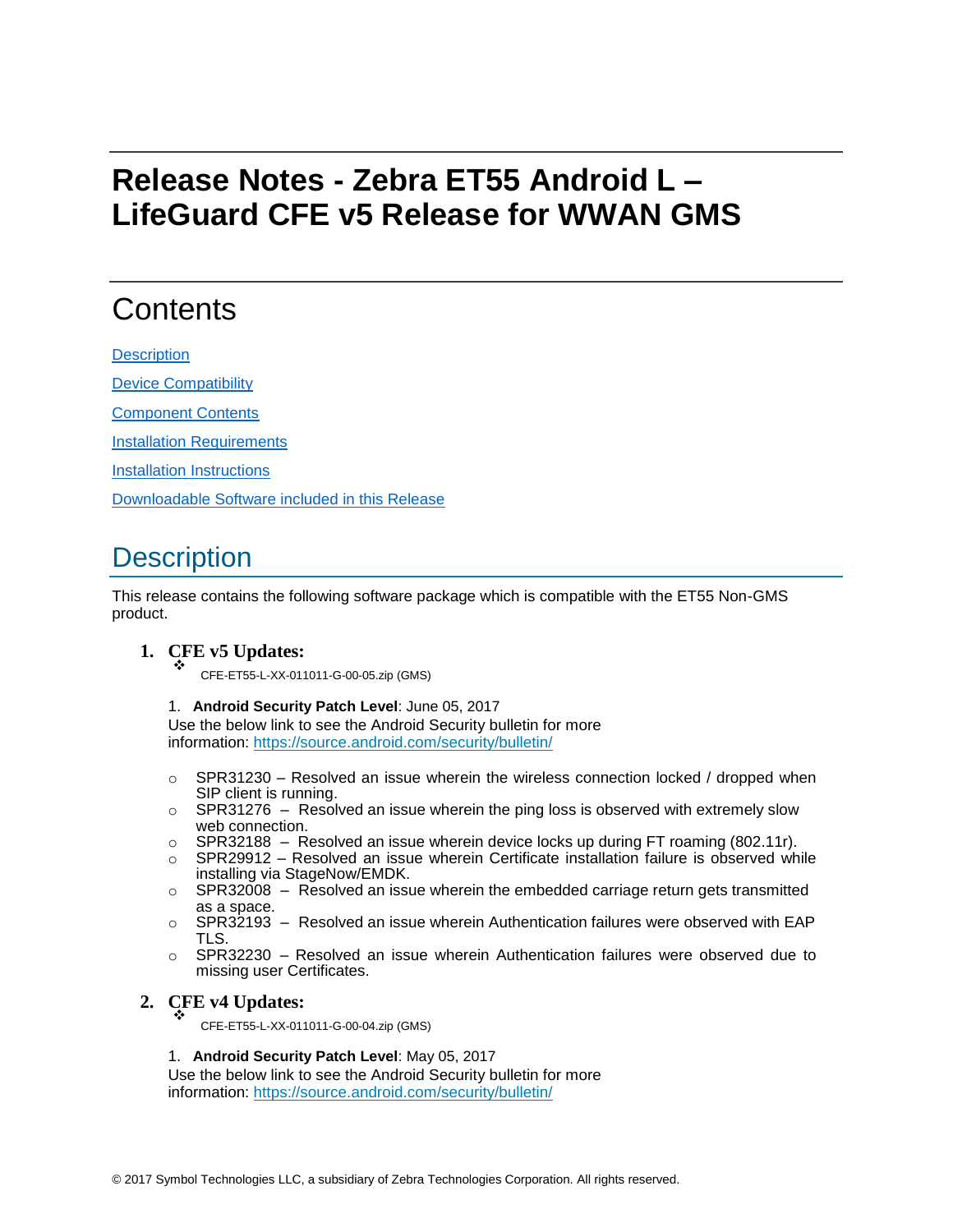# Release Notes - Zebra ET55 Android L – LifeGuard CFE v5 Release for WWAN GMS

## Contents

[Description](#description)

[Device Compatibility](#device-compatibility)

[Component Contents](#component-contents)

[Installation Requirements](#installation-requirements)

[Installation Instructions](#installation-instructions)

[Downloadable Software included in this Release](#downloadable-software-included-in-this-release)

## Description

This release contains the following software package which is compatible with the ET55 Non-GMS product.

1. **CFE v5 Updates:**
   - ❖ CFE-ET55-L-XX-011011-G-00-05.zip (GMS)

   1. **Android Security Patch Level**: June 05, 2017
   Use the below link to see the Android Security bulletin for more information: [https://source.android.com/security/bulletin/](https://source.android.com/security/bulletin/)

   - SPR31230 – Resolved an issue wherein the wireless connection locked / dropped when SIP client is running.
   - SPR31276 – Resolved an issue wherein the ping loss is observed with extremely slow web connection.
   - SPR32188 – Resolved an issue wherein device locks up during FT roaming (802.11r).
   - SPR29912 – Resolved an issue wherein Certificate installation failure is observed while installing via StageNow/EMDK.
   - SPR32008 – Resolved an issue wherein the embedded carriage return gets transmitted as a space.
   - SPR32193 – Resolved an issue wherein Authentication failures were observed with EAP TLS.
   - SPR32230 – Resolved an issue wherein Authentication failures were observed due to missing user Certificates.

2. **CFE v4 Updates:**
   - ❖ CFE-ET55-L-XX-011011-G-00-04.zip (GMS)

   1. **Android Security Patch Level**: May 05, 2017
   Use the below link to see the Android Security bulletin for more information: [https://source.android.com/security/bulletin/](https://source.android.com/security/bulletin/)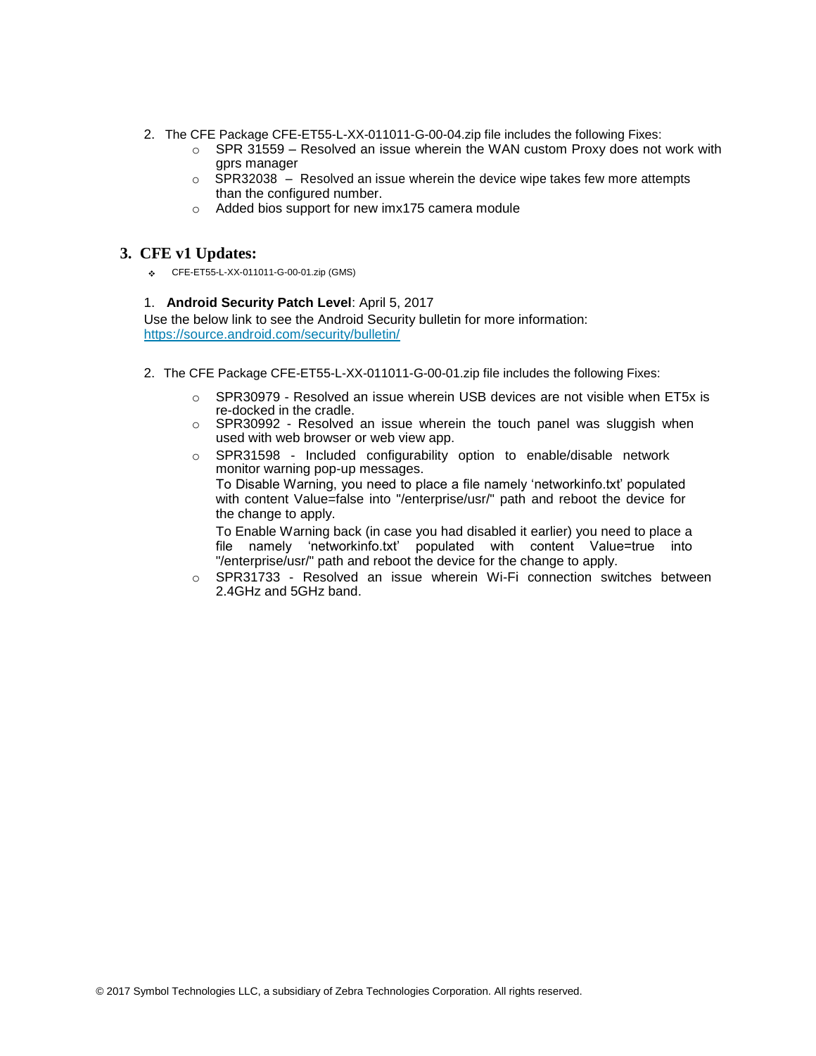2. The CFE Package CFE-ET55-L-XX-011011-G-00-04.zip file includes the following Fixes:
    - SPR 31559 – Resolved an issue wherein the WAN custom Proxy does not work with gprs manager
    - SPR32038 – Resolved an issue wherein the device wipe takes few more attempts than the configured number.
    - Added bios support for new imx175 camera module

## 3. CFE v1 Updates:

- CFE-ET55-L-XX-011011-G-00-01.zip (GMS)

1. **Android Security Patch Level**: April 5, 2017
Use the below link to see the Android Security bulletin for more information: https://source.android.com/security/bulletin/

2. The CFE Package CFE-ET55-L-XX-011011-G-00-01.zip file includes the following Fixes:
    - SPR30979 - Resolved an issue wherein USB devices are not visible when ET5x is re-docked in the cradle.
    - SPR30992 - Resolved an issue wherein the touch panel was sluggish when used with web browser or web view app.
    - SPR31598 - Included configurability option to enable/disable network monitor warning pop-up messages.
    To Disable Warning, you need to place a file namely 'networkinfo.txt' populated with content Value=false into "/enterprise/usr/" path and reboot the device for the change to apply.
    To Enable Warning back (in case you had disabled it earlier) you need to place a file namely 'networkinfo.txt' populated with content Value=true into "/enterprise/usr/" path and reboot the device for the change to apply.
    - SPR31733 - Resolved an issue wherein Wi-Fi connection switches between 2.4GHz and 5GHz band.

© 2017 Symbol Technologies LLC, a subsidiary of Zebra Technologies Corporation. All rights reserved.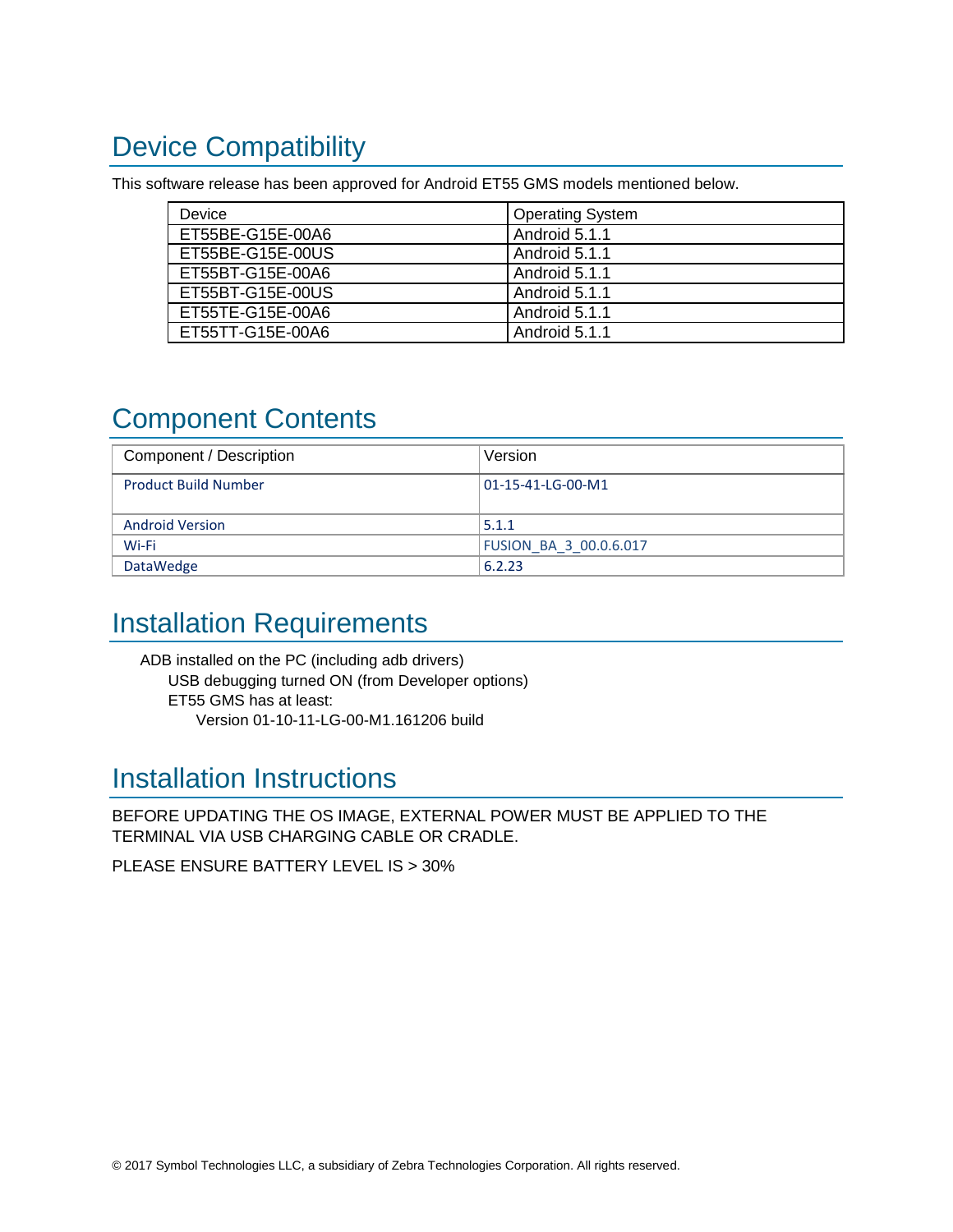## Device Compatibility

This software release has been approved for Android ET55 GMS models mentioned below.

| Device | Operating System |
|---|---|
| ET55BE-G15E-00A6 | Android 5.1.1 |
| ET55BE-G15E-00US | Android 5.1.1 |
| ET55BT-G15E-00A6 | Android 5.1.1 |
| ET55BT-G15E-00US | Android 5.1.1 |
| ET55TE-G15E-00A6 | Android 5.1.1 |
| ET55TT-G15E-00A6 | Android 5.1.1 |

## Component Contents

| Component / Description | Version |
|---|---|
| Product Build Number | 01-15-41-LG-00-M1 |
| Android Version | 5.1.1 |
| Wi-Fi | FUSION_BA_3_00.0.6.017 |
| DataWedge | 6.2.23 |

## Installation Requirements

- ADB installed on the PC (including adb drivers)
  - USB debugging turned ON (from Developer options)
  - ET55 GMS has at least:
    - Version 01-10-11-LG-00-M1.161206 build

## Installation Instructions

BEFORE UPDATING THE OS IMAGE, EXTERNAL POWER MUST BE APPLIED TO THE TERMINAL VIA USB CHARGING CABLE OR CRADLE.

PLEASE ENSURE BATTERY LEVEL IS > 30%

© 2017 Symbol Technologies LLC, a subsidiary of Zebra Technologies Corporation. All rights reserved.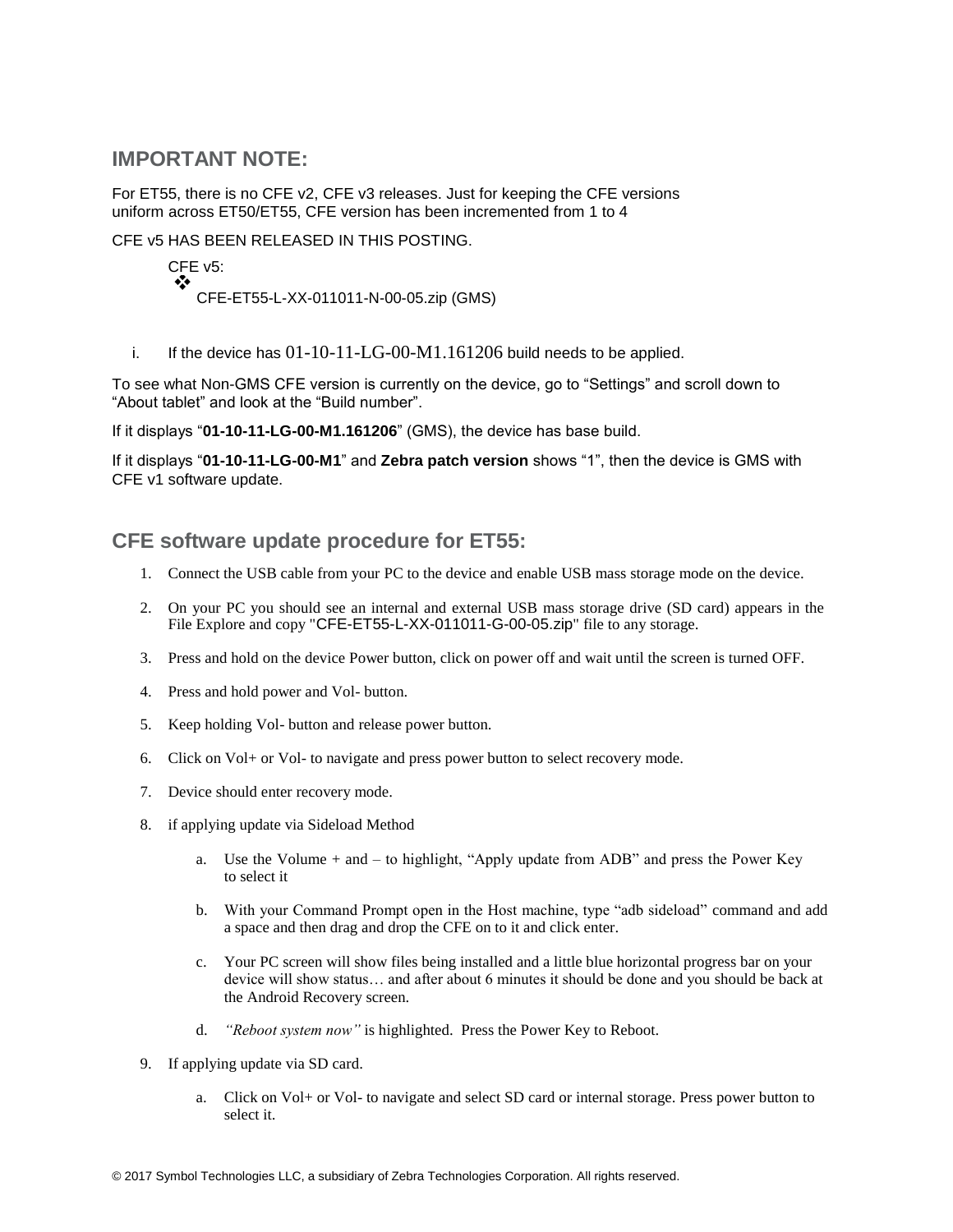## IMPORTANT NOTE:

For ET55, there is no CFE v2, CFE v3 releases. Just for keeping the CFE versions uniform across ET50/ET55, CFE version has been incremented from 1 to 4

CFE v5 HAS BEEN RELEASED IN THIS POSTING.

CFE v5:

- ❖ CFE-ET55-L-XX-011011-N-00-05.zip (GMS)

i. If the device has 01-10-11-LG-00-M1.161206 build needs to be applied.

To see what Non-GMS CFE version is currently on the device, go to “Settings” and scroll down to “About tablet” and look at the “Build number”.

If it displays “**01-10-11-LG-00-M1.161206**” (GMS), the device has base build.

If it displays “**01-10-11-LG-00-M1**” and **Zebra patch version** shows “1”, then the device is GMS with CFE v1 software update.

## CFE software update procedure for ET55:

1. Connect the USB cable from your PC to the device and enable USB mass storage mode on the device.
2. On your PC you should see an internal and external USB mass storage drive (SD card) appears in the File Explore and copy "CFE-ET55-L-XX-011011-G-00-05.zip" file to any storage.
3. Press and hold on the device Power button, click on power off and wait until the screen is turned OFF.
4. Press and hold power and Vol- button.
5. Keep holding Vol- button and release power button.
6. Click on Vol+ or Vol- to navigate and press power button to select recovery mode.
7. Device should enter recovery mode.
8. if applying update via Sideload Method
   a. Use the Volume + and – to highlight, “Apply update from ADB” and press the Power Key to select it
   b. With your Command Prompt open in the Host machine, type “adb sideload” command and add a space and then drag and drop the CFE on to it and click enter.
   c. Your PC screen will show files being installed and a little blue horizontal progress bar on your device will show status… and after about 6 minutes it should be done and you should be back at the Android Recovery screen.
   d. *“Reboot system now”* is highlighted. Press the Power Key to Reboot.
9. If applying update via SD card.
   a. Click on Vol+ or Vol- to navigate and select SD card or internal storage. Press power button to select it.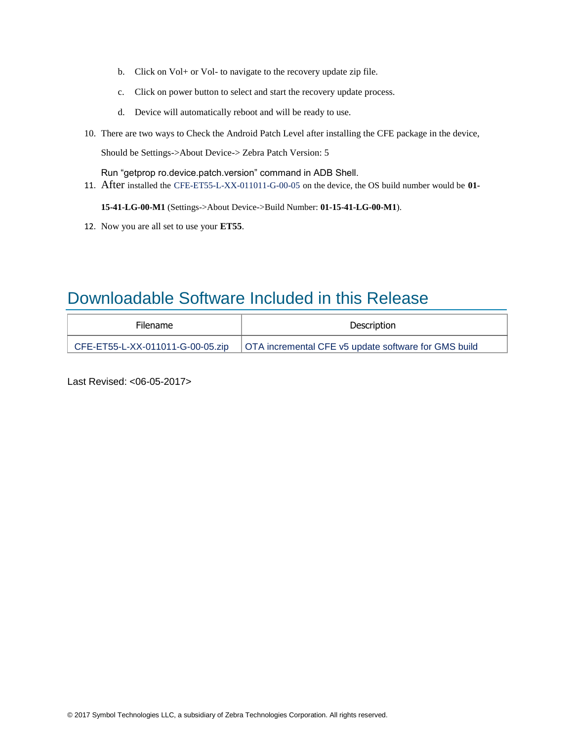b. Click on Vol+ or Vol- to navigate to the recovery update zip file.

   c. Click on power button to select and start the recovery update process.

   d. Device will automatically reboot and will be ready to use.

10. There are two ways to Check the Android Patch Level after installing the CFE package in the device,

    Should be Settings->About Device-> Zebra Patch Version: 5

    Run "getprop ro.device.patch.version" command in ADB Shell.

11. After installed the CFE-ET55-L-XX-011011-G-00-05 on the device, the OS build number would be **01-15-41-LG-00-M1** (Settings->About Device->Build Number: **01-15-41-LG-00-M1**).

12. Now you are all set to use your **ET55**.

# Downloadable Software Included in this Release

| Filename | Description |
|---|---|
| CFE-ET55-L-XX-011011-G-00-05.zip | OTA incremental CFE v5 update software for GMS build |

Last Revised: <06-05-2017>